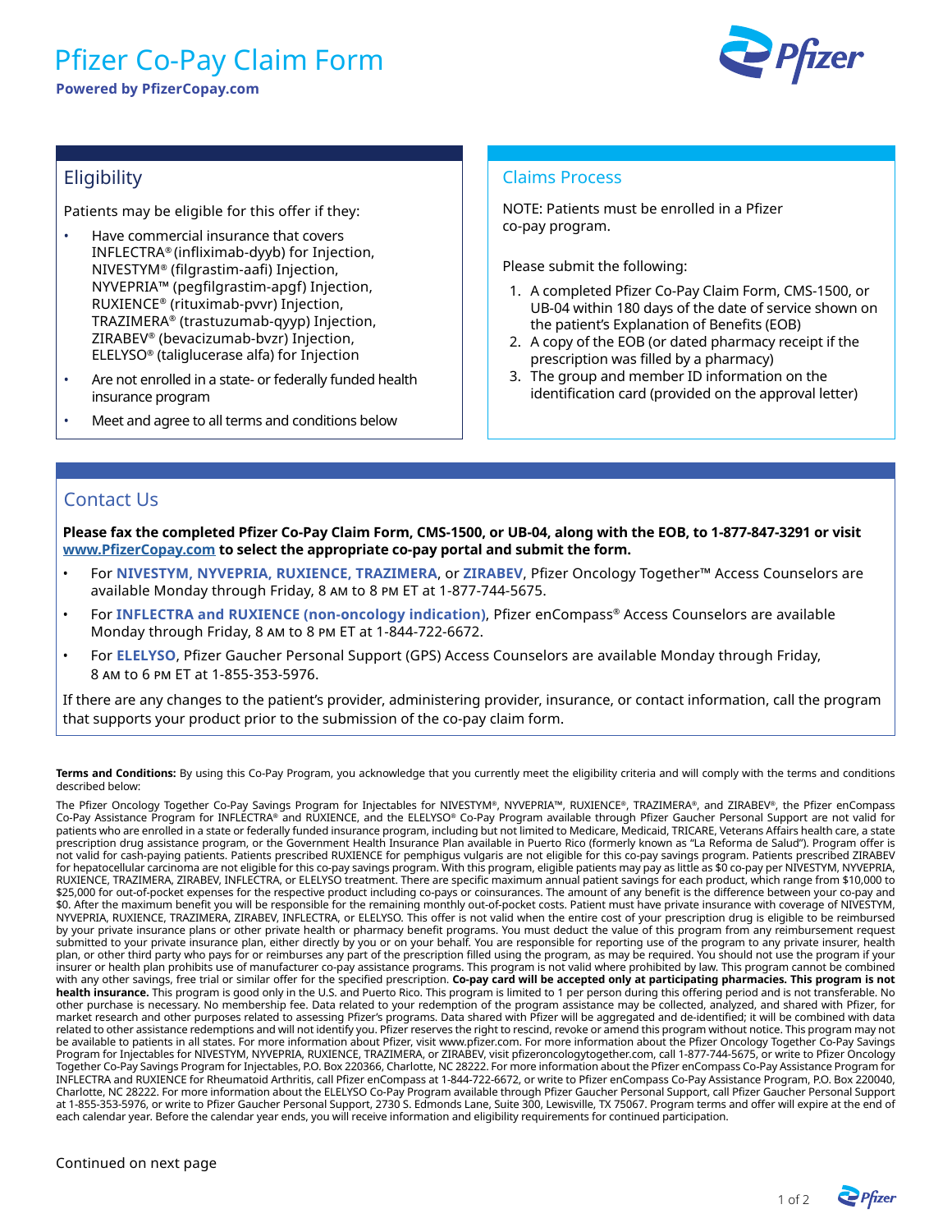# Pfizer Co-Pay Claim Form

**Powered by PfizerCopay.com**

## Eligibility

Patients may be eligible for this offer if they:

- Have commercial insurance that covers INFLECTRA® (infliximab-dyyb) for Injection, NIVESTYM® (filgrastim-aafi) Injection, NYVEPRIA™ (pegfilgrastim-apgf) Injection, RUXIENCE® (rituximab-pvvr) Injection, TRAZIMERA® (trastuzumab-qyyp) Injection, ZIRABEV® (bevacizumab-bvzr) Injection, ELELYSO® (taliglucerase alfa) for Injection
- Are not enrolled in a state- or federally funded health insurance program
- Meet and agree to all terms and conditions below

## Claims Process

NOTE: Patients must be enrolled in a Pfizer co-pay program.

Please submit the following:

1. A completed Pfizer Co-Pay Claim Form, CMS-1500, or UB-04 within 180 days of the date of service shown on the patient's Explanation of Benefits (EOB)
2. A copy of the EOB (or dated pharmacy receipt if the prescription was filled by a pharmacy)
3. The group and member ID information on the identification card (provided on the approval letter)

## Contact Us

**Please fax the completed Pfizer Co-Pay Claim Form, CMS-1500, or UB-04, along with the EOB, to 1-877-847-3291 or visit www.PfizerCopay.com to select the appropriate co-pay portal and submit the form.**

- For **NIVESTYM, NYVEPRIA, RUXIENCE, TRAZIMERA**, or **ZIRABEV**, Pfizer Oncology Together™ Access Counselors are available Monday through Friday, 8 AM to 8 PM ET at 1-877-744-5675.
- For **INFLECTRA and RUXIENCE (non-oncology indication)**, Pfizer enCompass® Access Counselors are available Monday through Friday, 8 AM to 8 PM ET at 1-844-722-6672.
- For **ELELYSO**, Pfizer Gaucher Personal Support (GPS) Access Counselors are available Monday through Friday, 8 AM to 6 PM ET at 1-855-353-5976.

If there are any changes to the patient's provider, administering provider, insurance, or contact information, call the program that supports your product prior to the submission of the co-pay claim form.

**Terms and Conditions:** By using this Co-Pay Program, you acknowledge that you currently meet the eligibility criteria and will comply with the terms and conditions described below:

The Pfizer Oncology Together Co-Pay Savings Program for Injectables for NIVESTYM®, NYVEPRIA™, RUXIENCE®, TRAZIMERA®, and ZIRABEV®, the Pfizer enCompass Co-Pay Assistance Program for INFLECTRA® and RUXIENCE, and the ELELYSO® Co-Pay Program available through Pfizer Gaucher Personal Support are not valid for patients who are enrolled in a state or federally funded insurance program, including but not limited to Medicare, Medicaid, TRICARE, Veterans Affairs health care, a state prescription drug assistance program, or the Government Health Insurance Plan available in Puerto Rico (formerly known as "La Reforma de Salud"). Program offer is not valid for cash-paying patients. Patients prescribed RUXIENCE for pemphigus vulgaris are not eligible for this co-pay savings program. Patients prescribed ZIRABEV for hepatocellular carcinoma are not eligible for this co-pay savings program. With this program, eligible patients may pay as little as $0 co-pay per NIVESTYM, NYVEPRIA, RUXIENCE, TRAZIMERA, ZIRABEV, INFLECTRA, or ELELYSO treatment. There are specific maximum annual patient savings for each product, which range from $10,000 to $25,000 for out-of-pocket expenses for the respective product including co-pays or coinsurances. The amount of any benefit is the difference between your co-pay and $0. After the maximum benefit you will be responsible for the remaining monthly out-of-pocket costs. Patient must have private insurance with coverage of NIVESTYM, NYVEPRIA, RUXIENCE, TRAZIMERA, ZIRABEV, INFLECTRA, or ELELYSO. This offer is not valid when the entire cost of your prescription drug is eligible to be reimbursed by your private insurance plans or other private health or pharmacy benefit programs. You must deduct the value of this program from any reimbursement request submitted to your private insurance plan, either directly by you or on your behalf. You are responsible for reporting use of the program to any private insurer, health plan, or other third party who pays for or reimburses any part of the prescription filled using the program, as may be required. You should not use the program if your insurer or health plan prohibits use of manufacturer co-pay assistance programs. This program is not valid where prohibited by law. This program cannot be combined with any other savings, free trial or similar offer for the specified prescription. **Co-pay card will be accepted only at participating pharmacies. This program is not health insurance.** This program is good only in the U.S. and Puerto Rico. This program is limited to 1 per person during this offering period and is not transferable. No other purchase is necessary. No membership fee. Data related to your redemption of the program assistance may be collected, analyzed, and shared with Pfizer, for market research and other purposes related to assessing Pfizer's programs. Data shared with Pfizer will be aggregated and de-identified; it will be combined with data related to other assistance redemptions and will not identify you. Pfizer reserves the right to rescind, revoke or amend this program without notice. This program may not be available to patients in all states. For more information about Pfizer, visit www.pfizer.com. For more information about the Pfizer Oncology Together Co-Pay Savings Program for Injectables for NIVESTYM, NYVEPRIA, RUXIENCE, TRAZIMERA, or ZIRABEV, visit pfizeroncologytogether.com, call 1-877-744-5675, or write to Pfizer Oncology Together Co-Pay Savings Program for Injectables, P.O. Box 220366, Charlotte, NC 28222. For more information about the Pfizer enCompass Co-Pay Assistance Program for INFLECTRA and RUXIENCE for Rheumatoid Arthritis, call Pfizer enCompass at 1-844-722-6672, or write to Pfizer enCompass Co-Pay Assistance Program, P.O. Box 220040, Charlotte, NC 28222. For more information about the ELELYSO Co-Pay Program available through Pfizer Gaucher Personal Support, call Pfizer Gaucher Personal Support at 1-855-353-5976, or write to Pfizer Gaucher Personal Support, 2730 S. Edmonds Lane, Suite 300, Lewisville, TX 75067. Program terms and offer will expire at the end of each calendar year. Before the calendar year ends, you will receive information and eligibility requirements for continued participation.

Continued on next page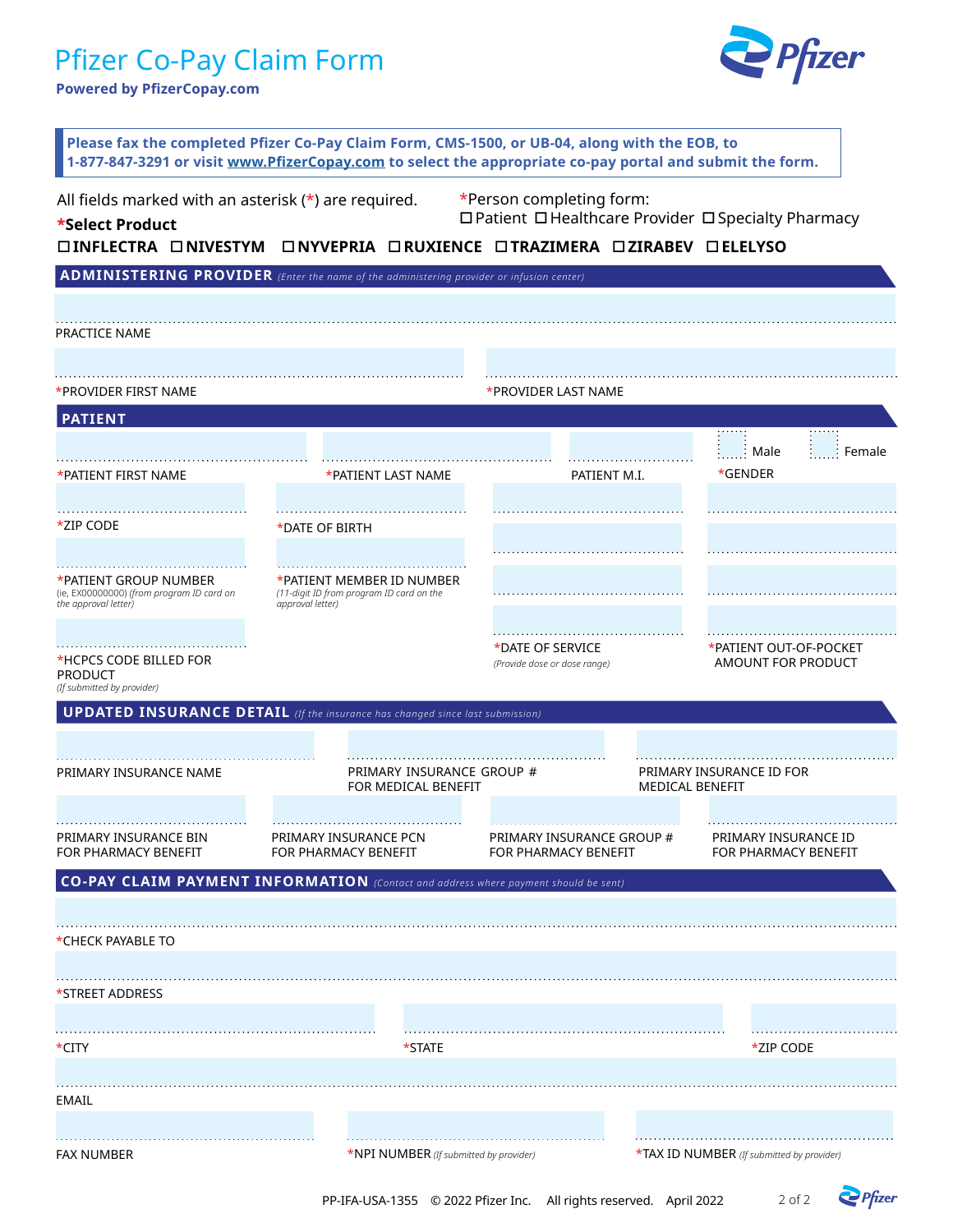# Pfizer Co-Pay Claim Form

**Powered by PfizerCopay.com**

**Please fax the completed Pfizer Co-Pay Claim Form, CMS-1500, or UB-04, along with the EOB, to 1-877-847-3291 or visit www.PfizerCopay.com to select the appropriate co-pay portal and submit the form.**

All fields marked with an asterisk (*) are required.

*Person completing form:
☐ Patient ☐ Healthcare Provider ☐ Specialty Pharmacy

***Select Product**

☐ **INFLECTRA** ☐ **NIVESTYM** ☐ **NYVEPRIA** ☐ **RUXIENCE** ☐ **TRAZIMERA** ☐ **ZIRABEV** ☐ **ELELYSO**

## ADMINISTERING PROVIDER *(Enter the name of the administering provider or infusion center)*

PRACTICE NAME

*PROVIDER FIRST NAME

*PROVIDER LAST NAME

## PATIENT

*PATIENT FIRST NAME

*PATIENT LAST NAME

PATIENT M.I.

*GENDER ☐ Male ☐ Female

*ZIP CODE

*DATE OF BIRTH

*PATIENT GROUP NUMBER
(ie, EX00000000) *(from program ID card on the approval letter)*

*PATIENT MEMBER ID NUMBER
*(11-digit ID from program ID card on the approval letter)*

*HCPCS CODE BILLED FOR PRODUCT
*(If submitted by provider)*

*DATE OF SERVICE
*(Provide dose or dose range)*

*PATIENT OUT-OF-POCKET AMOUNT FOR PRODUCT

## UPDATED INSURANCE DETAIL *(If the insurance has changed since last submission)*

PRIMARY INSURANCE NAME

PRIMARY INSURANCE GROUP # FOR MEDICAL BENEFIT

PRIMARY INSURANCE ID FOR MEDICAL BENEFIT

PRIMARY INSURANCE BIN FOR PHARMACY BENEFIT

PRIMARY INSURANCE PCN FOR PHARMACY BENEFIT

PRIMARY INSURANCE GROUP # FOR PHARMACY BENEFIT

PRIMARY INSURANCE ID FOR PHARMACY BENEFIT

## CO-PAY CLAIM PAYMENT INFORMATION *(Contact and address where payment should be sent)*

*CHECK PAYABLE TO

*STREET ADDRESS

*CITY

*STATE

*ZIP CODE

EMAIL

FAX NUMBER

*NPI NUMBER *(If submitted by provider)*

*TAX ID NUMBER *(If submitted by provider)*

PP-IFA-USA-1355 © 2022 Pfizer Inc. All rights reserved. April 2022